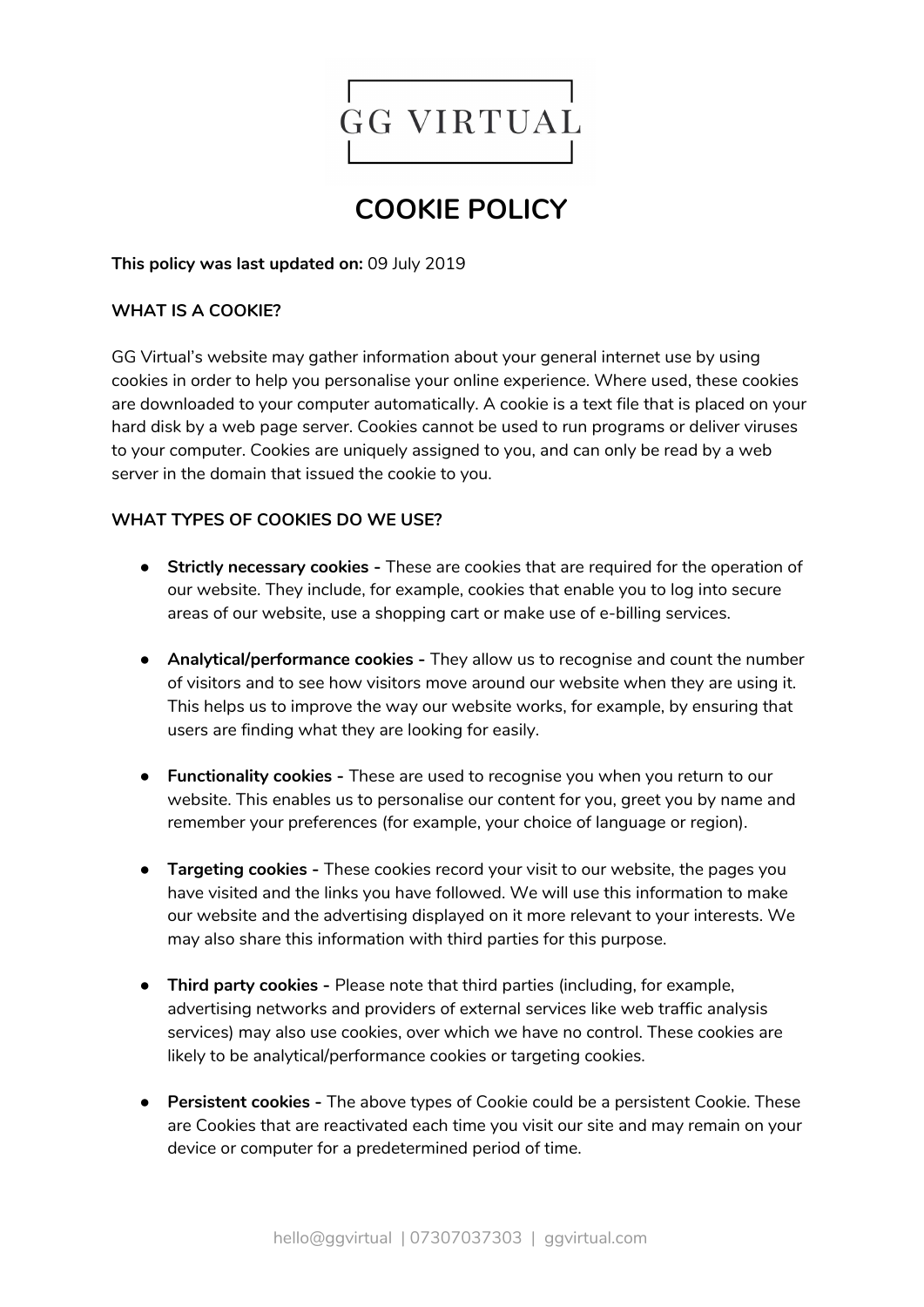GG VIRTUAL

# COOKIE POLICY

**This policy was last updated on:** 09 July 2019

## WHAT IS A COOKIE?

GG Virtual's website may gather information about your general internet use by using cookies in order to help you personalise your online experience. Where used, these cookies are downloaded to your computer automatically. A cookie is a text file that is placed on your hard disk by a web page server. Cookies cannot be used to run programs or deliver viruses to your computer. Cookies are uniquely assigned to you, and can only be read by a web server in the domain that issued the cookie to you.

## WHAT TYPES OF COOKIES DO WE USE?

- **Strictly necessary cookies -** These are cookies that are required for the operation of our website. They include, for example, cookies that enable you to log into secure areas of our website, use a shopping cart or make use of e-billing services.

- **Analytical/performance cookies -** They allow us to recognise and count the number of visitors and to see how visitors move around our website when they are using it. This helps us to improve the way our website works, for example, by ensuring that users are finding what they are looking for easily.

- **Functionality cookies -** These are used to recognise you when you return to our website. This enables us to personalise our content for you, greet you by name and remember your preferences (for example, your choice of language or region).

- **Targeting cookies -** These cookies record your visit to our website, the pages you have visited and the links you have followed. We will use this information to make our website and the advertising displayed on it more relevant to your interests. We may also share this information with third parties for this purpose.

- **Third party cookies -** Please note that third parties (including, for example, advertising networks and providers of external services like web traffic analysis services) may also use cookies, over which we have no control. These cookies are likely to be analytical/performance cookies or targeting cookies.

- **Persistent cookies -** The above types of Cookie could be a persistent Cookie. These are Cookies that are reactivated each time you visit our site and may remain on your device or computer for a predetermined period of time.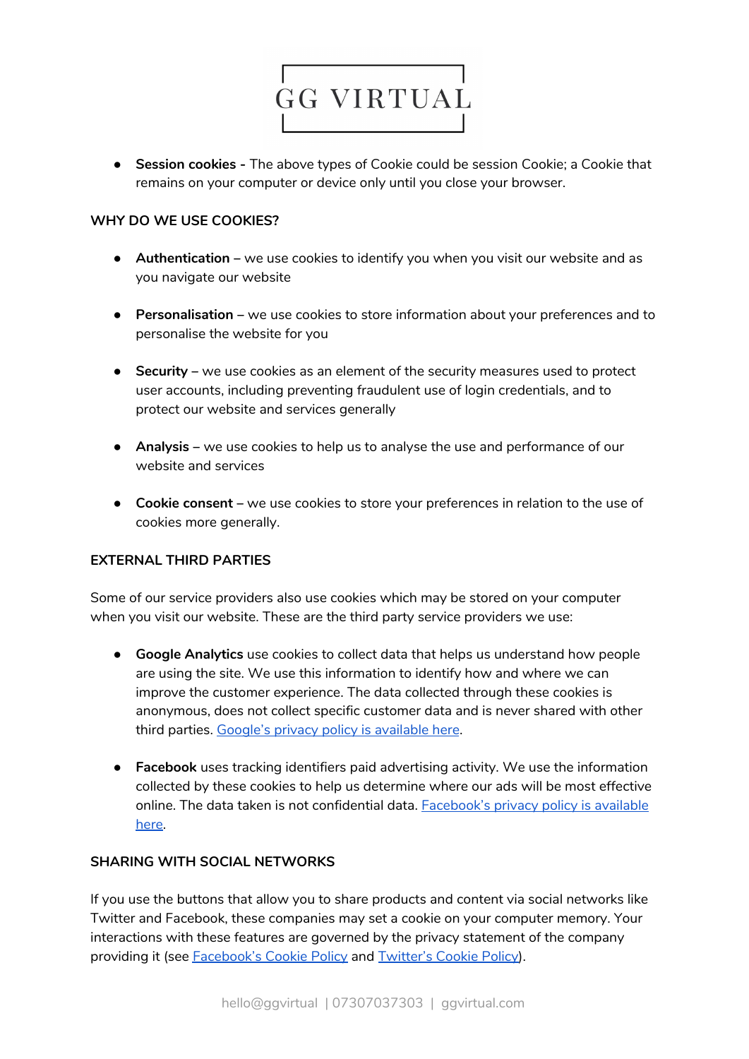- **Session cookies -** The above types of Cookie could be session Cookie; a Cookie that remains on your computer or device only until you close your browser.

## WHY DO WE USE COOKIES?

- **Authentication** – we use cookies to identify you when you visit our website and as you navigate our website

- **Personalisation** – we use cookies to store information about your preferences and to personalise the website for you

- **Security** – we use cookies as an element of the security measures used to protect user accounts, including preventing fraudulent use of login credentials, and to protect our website and services generally

- **Analysis** – we use cookies to help us to analyse the use and performance of our website and services

- **Cookie consent** – we use cookies to store your preferences in relation to the use of cookies more generally.

## EXTERNAL THIRD PARTIES

Some of our service providers also use cookies which may be stored on your computer when you visit our website. These are the third party service providers we use:

- **Google Analytics** use cookies to collect data that helps us understand how people are using the site. We use this information to identify how and where we can improve the customer experience. The data collected through these cookies is anonymous, does not collect specific customer data and is never shared with other third parties. Google's privacy policy is available here.

- **Facebook** uses tracking identifiers paid advertising activity. We use the information collected by these cookies to help us determine where our ads will be most effective online. The data taken is not confidential data. Facebook's privacy policy is available here.

## SHARING WITH SOCIAL NETWORKS

If you use the buttons that allow you to share products and content via social networks like Twitter and Facebook, these companies may set a cookie on your computer memory. Your interactions with these features are governed by the privacy statement of the company providing it (see Facebook's Cookie Policy and Twitter's Cookie Policy).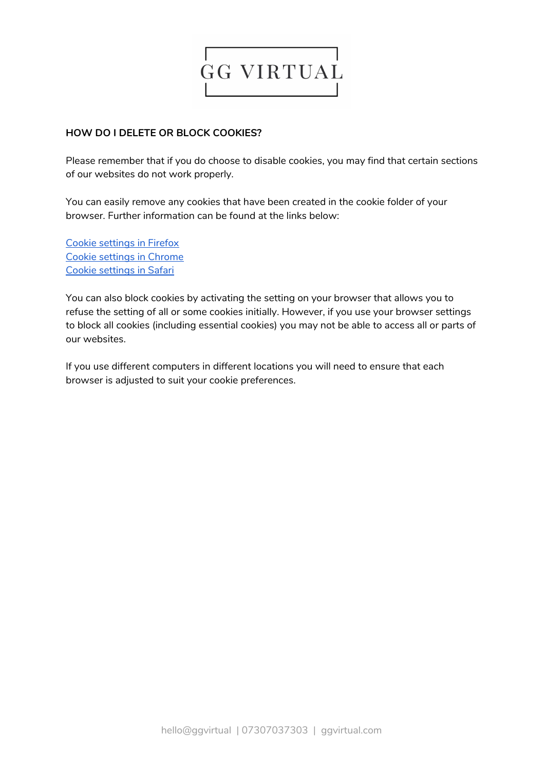**HOW DO I DELETE OR BLOCK COOKIES?**

Please remember that if you do choose to disable cookies, you may find that certain sections of our websites do not work properly.

You can easily remove any cookies that have been created in the cookie folder of your browser. Further information can be found at the links below:

Cookie settings in Firefox
Cookie settings in Chrome
Cookie settings in Safari

You can also block cookies by activating the setting on your browser that allows you to refuse the setting of all or some cookies initially. However, if you use your browser settings to block all cookies (including essential cookies) you may not be able to access all or parts of our websites.

If you use different computers in different locations you will need to ensure that each browser is adjusted to suit your cookie preferences.